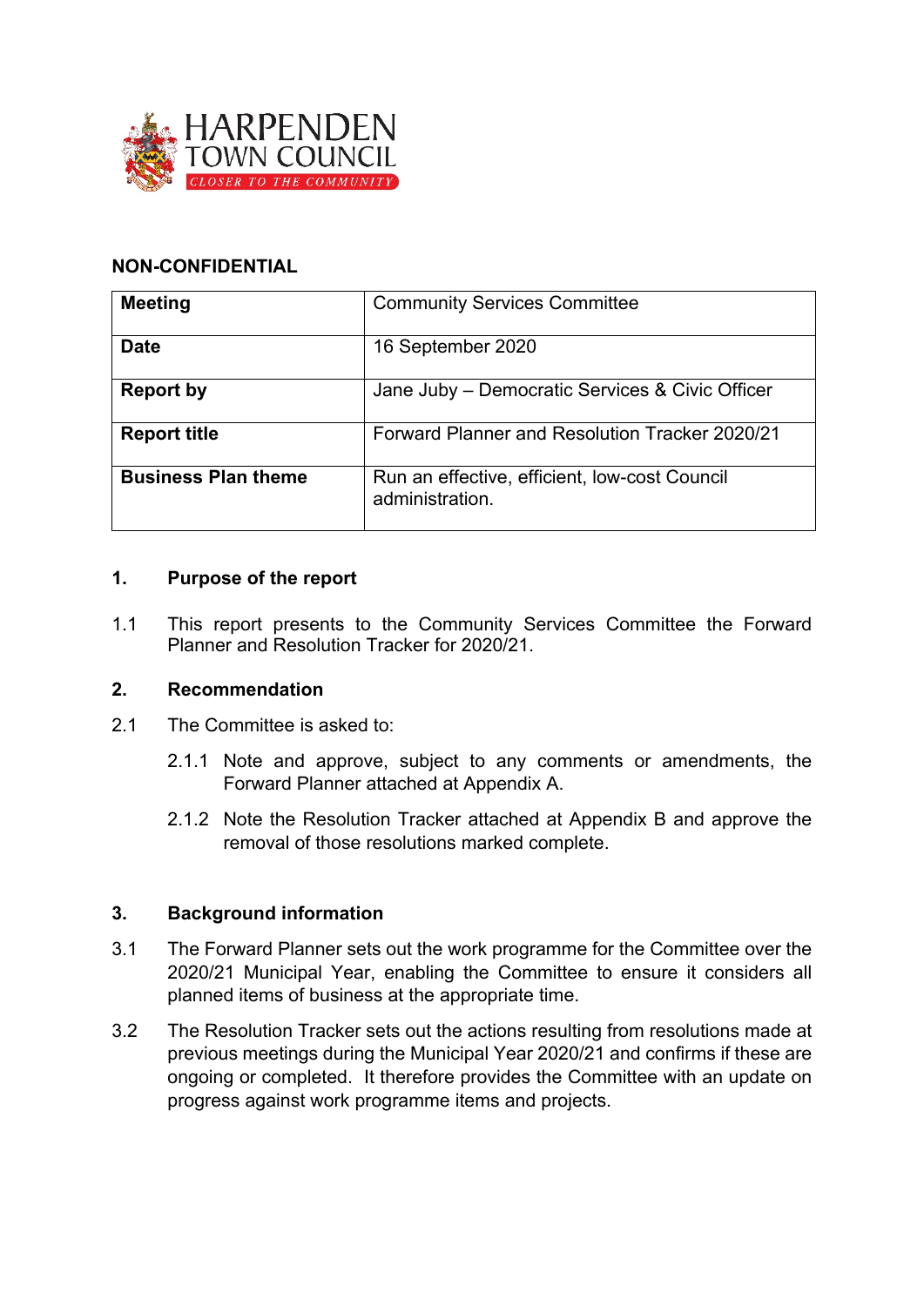HARPENDEN TOWN COUNCIL
CLOSER TO THE COMMUNITY

**NON-CONFIDENTIAL**

| **Meeting** | Community Services Committee |
|---|---|
| **Date** | 16 September 2020 |
| **Report by** | Jane Juby – Democratic Services & Civic Officer |
| **Report title** | Forward Planner and Resolution Tracker 2020/21 |
| **Business Plan theme** | Run an effective, efficient, low-cost Council administration. |

## 1. Purpose of the report

1.1 This report presents to the Community Services Committee the Forward Planner and Resolution Tracker for 2020/21.

## 2. Recommendation

2.1 The Committee is asked to:

2.1.1 Note and approve, subject to any comments or amendments, the Forward Planner attached at Appendix A.

2.1.2 Note the Resolution Tracker attached at Appendix B and approve the removal of those resolutions marked complete.

## 3. Background information

3.1 The Forward Planner sets out the work programme for the Committee over the 2020/21 Municipal Year, enabling the Committee to ensure it considers all planned items of business at the appropriate time.

3.2 The Resolution Tracker sets out the actions resulting from resolutions made at previous meetings during the Municipal Year 2020/21 and confirms if these are ongoing or completed. It therefore provides the Committee with an update on progress against work programme items and projects.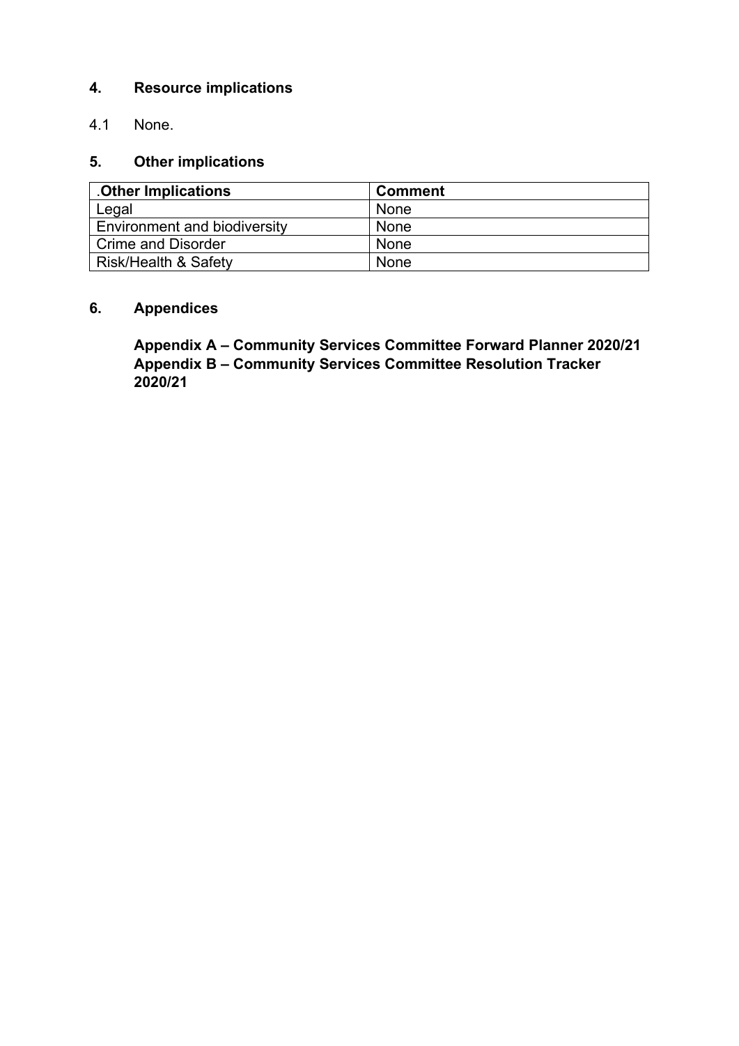## 4. Resource implications

4.1 None.

## 5. Other implications

| .Other Implications | Comment |
| --- | --- |
| Legal | None |
| Environment and biodiversity | None |
| Crime and Disorder | None |
| Risk/Health & Safety | None |

## 6. Appendices

**Appendix A – Community Services Committee Forward Planner 2020/21**
**Appendix B – Community Services Committee Resolution Tracker 2020/21**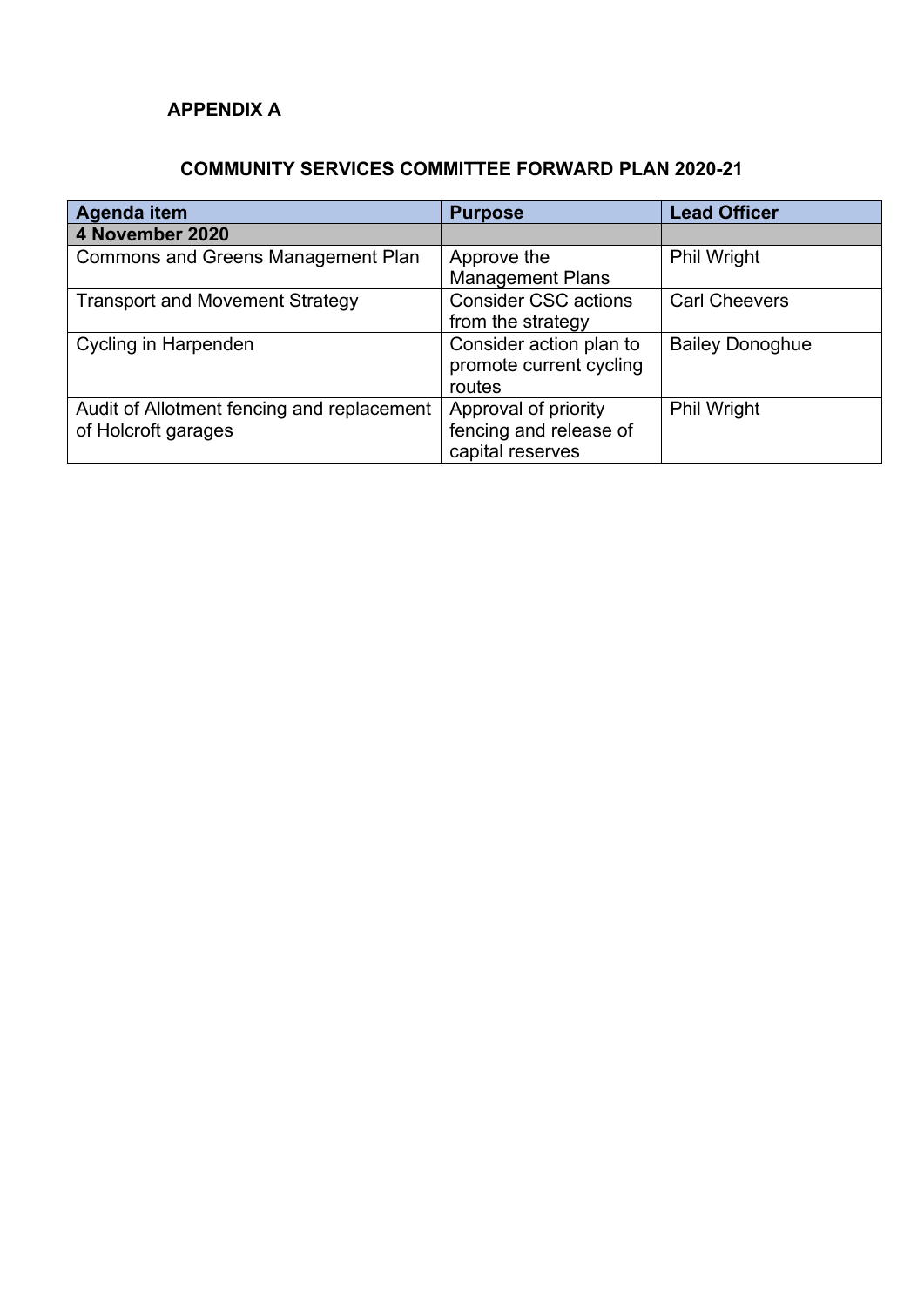**APPENDIX A**

## COMMUNITY SERVICES COMMITTEE FORWARD PLAN 2020-21

| Agenda item | Purpose | Lead Officer |
|---|---|---|
| **4 November 2020** | | |
| Commons and Greens Management Plan | Approve the Management Plans | Phil Wright |
| Transport and Movement Strategy | Consider CSC actions from the strategy | Carl Cheevers |
| Cycling in Harpenden | Consider action plan to promote current cycling routes | Bailey Donoghue |
| Audit of Allotment fencing and replacement of Holcroft garages | Approval of priority fencing and release of capital reserves | Phil Wright |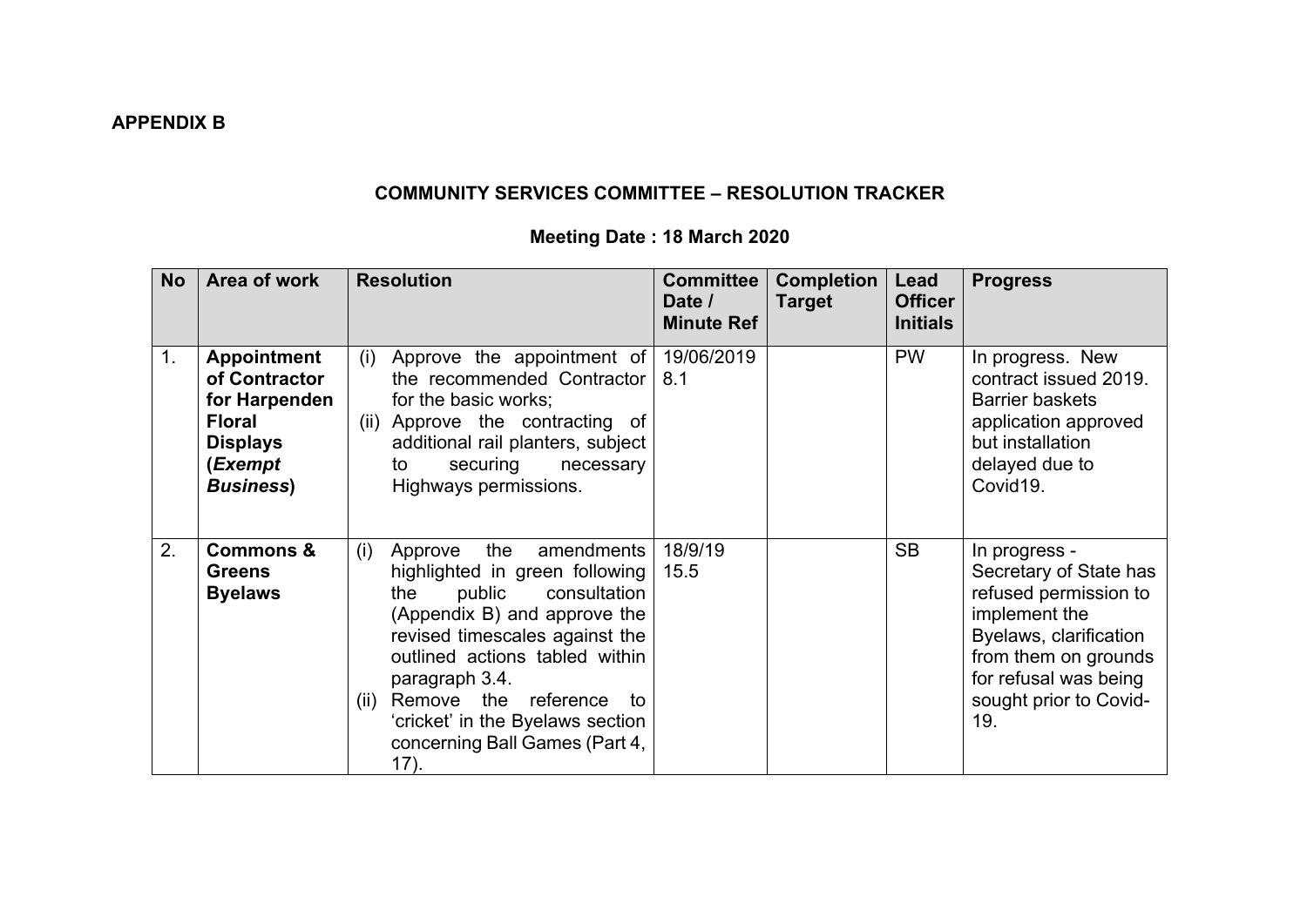**APPENDIX B**

**COMMUNITY SERVICES COMMITTEE – RESOLUTION TRACKER**

**Meeting Date : 18 March 2020**

| No | Area of work | Resolution | Committee Date / Minute Ref | Completion Target | Lead Officer Initials | Progress |
|---|---|---|---|---|---|---|
| 1. | **Appointment of Contractor for Harpenden Floral Displays (*Exempt Business*)** | (i) Approve the appointment of the recommended Contractor for the basic works;<br>(ii) Approve the contracting of additional rail planters, subject to securing necessary Highways permissions. | 19/06/2019 8.1 | | PW | In progress. New contract issued 2019. Barrier baskets application approved but installation delayed due to Covid19. |
| 2. | **Commons & Greens Byelaws** | (i) Approve the amendments highlighted in green following the public consultation (Appendix B) and approve the revised timescales against the outlined actions tabled within paragraph 3.4.<br>(ii) Remove the reference to 'cricket' in the Byelaws section concerning Ball Games (Part 4, 17). | 18/9/19 15.5 | | SB | In progress - Secretary of State has refused permission to implement the Byelaws, clarification from them on grounds for refusal was being sought prior to Covid-19. |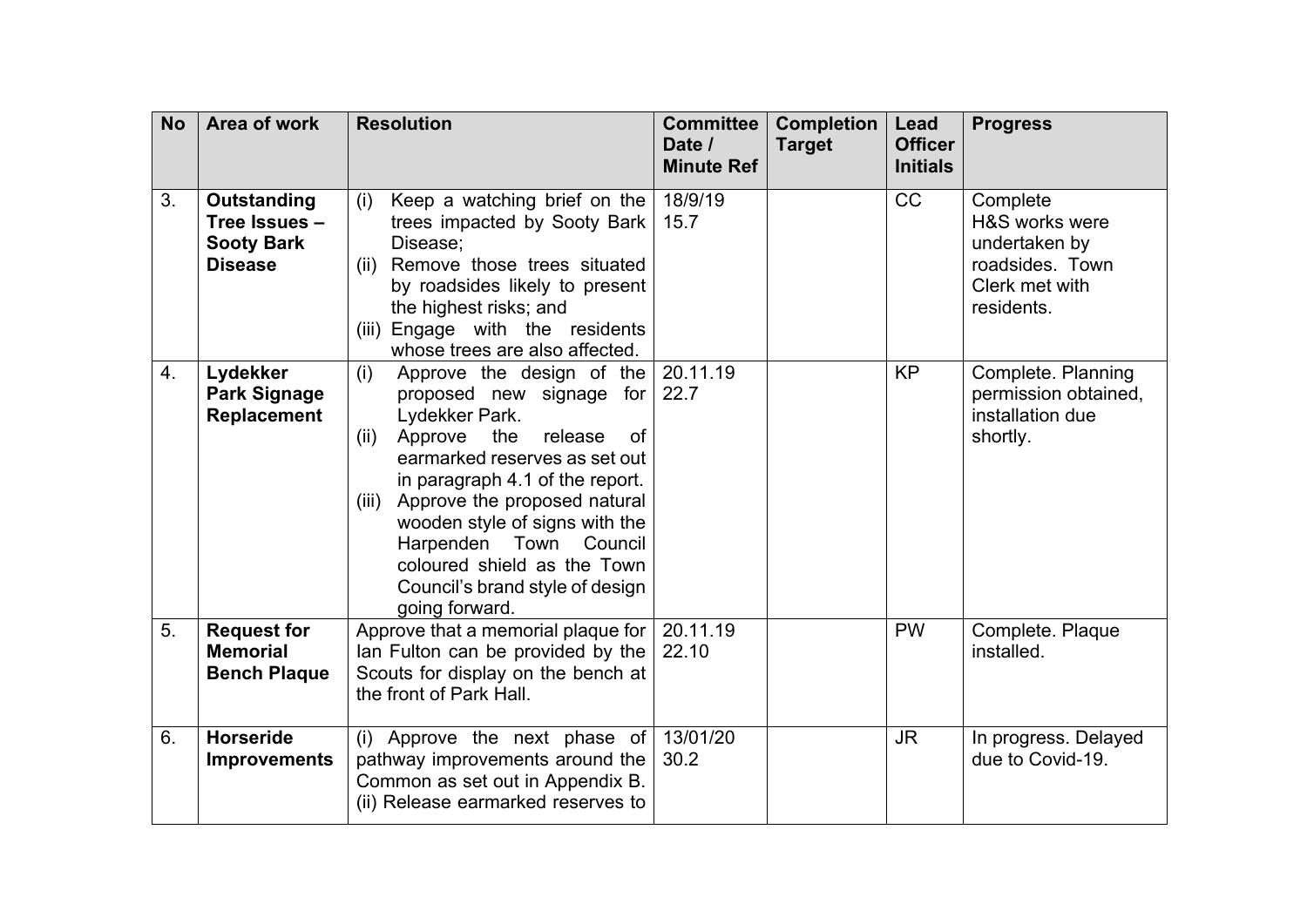| No | Area of work | Resolution | Committee Date / Minute Ref | Completion Target | Lead Officer Initials | Progress |
|---|---|---|---|---|---|---|
| 3. | **Outstanding Tree Issues – Sooty Bark Disease** | (i) Keep a watching brief on the trees impacted by Sooty Bark Disease;<br>(ii) Remove those trees situated by roadsides likely to present the highest risks; and<br>(iii) Engage with the residents whose trees are also affected. | 18/9/19<br>15.7 | | CC | Complete<br>H&S works were undertaken by roadsides. Town Clerk met with residents. |
| 4. | **Lydekker Park Signage Replacement** | (i) Approve the design of the proposed new signage for Lydekker Park.<br>(ii) Approve the release of earmarked reserves as set out in paragraph 4.1 of the report.<br>(iii) Approve the proposed natural wooden style of signs with the Harpenden Town Council coloured shield as the Town Council's brand style of design going forward. | 20.11.19<br>22.7 | | KP | Complete. Planning permission obtained, installation due shortly. |
| 5. | **Request for Memorial Bench Plaque** | Approve that a memorial plaque for Ian Fulton can be provided by the Scouts for display on the bench at the front of Park Hall. | 20.11.19<br>22.10 | | PW | Complete. Plaque installed. |
| 6. | **Horseride Improvements** | (i) Approve the next phase of pathway improvements around the Common as set out in Appendix B.<br>(ii) Release earmarked reserves to | 13/01/20<br>30.2 | | JR | In progress. Delayed due to Covid-19. |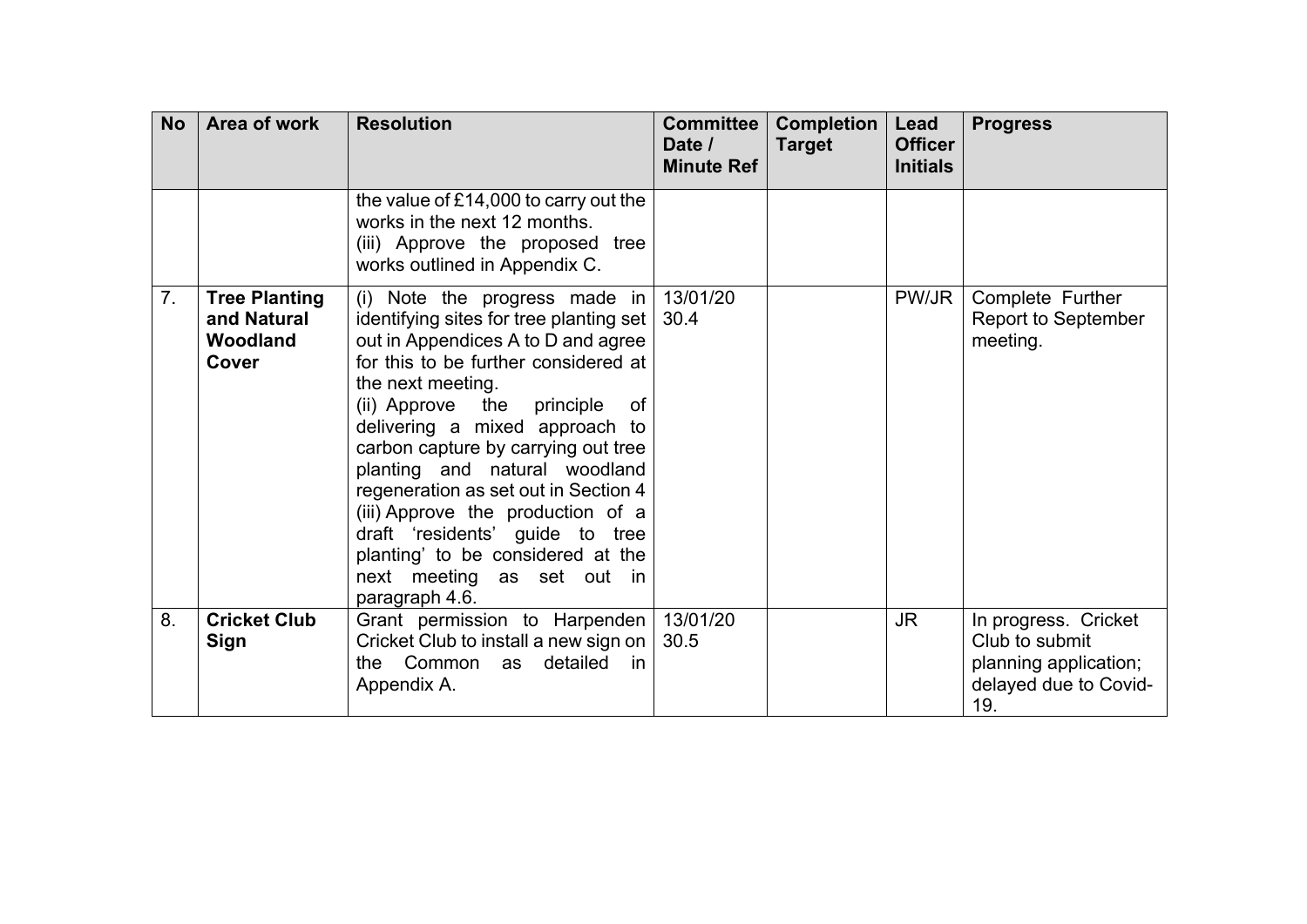| No | Area of work | Resolution | Committee Date / Minute Ref | Completion Target | Lead Officer Initials | Progress |
|---|---|---|---|---|---|---|
| | | the value of £14,000 to carry out the works in the next 12 months.<br>(iii) Approve the proposed tree works outlined in Appendix C. | | | | |
| 7. | **Tree Planting and Natural Woodland Cover** | (i) Note the progress made in identifying sites for tree planting set out in Appendices A to D and agree for this to be further considered at the next meeting.<br>(ii) Approve the principle of delivering a mixed approach to carbon capture by carrying out tree planting and natural woodland regeneration as set out in Section 4<br>(iii) Approve the production of a draft 'residents' guide to tree planting' to be considered at the next meeting as set out in paragraph 4.6. | 13/01/20<br>30.4 | | PW/JR | Complete Further Report to September meeting. |
| 8. | **Cricket Club Sign** | Grant permission to Harpenden Cricket Club to install a new sign on the Common as detailed in Appendix A. | 13/01/20<br>30.5 | | JR | In progress. Cricket Club to submit planning application; delayed due to Covid-19. |